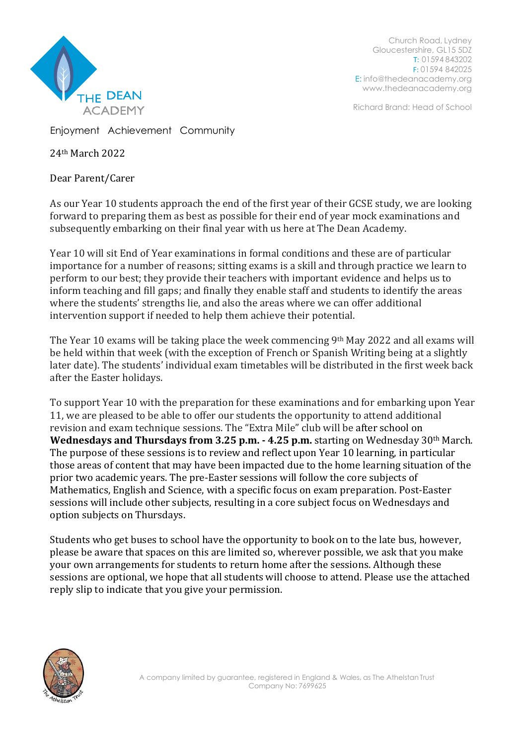THE DEAN ACADEMY

Church Road, Lydney
Gloucestershire, GL15 5DZ
T: 01594 843202
F: 01594 842025
E: info@thedeanacademy.org
www.thedeanacademy.org

Richard Brand: Head of School

Enjoyment Achievement Community

24th March 2022

Dear Parent/Carer

As our Year 10 students approach the end of the first year of their GCSE study, we are looking forward to preparing them as best as possible for their end of year mock examinations and subsequently embarking on their final year with us here at The Dean Academy.

Year 10 will sit End of Year examinations in formal conditions and these are of particular importance for a number of reasons; sitting exams is a skill and through practice we learn to perform to our best; they provide their teachers with important evidence and helps us to inform teaching and fill gaps; and finally they enable staff and students to identify the areas where the students' strengths lie, and also the areas where we can offer additional intervention support if needed to help them achieve their potential.

The Year 10 exams will be taking place the week commencing 9th May 2022 and all exams will be held within that week (with the exception of French or Spanish Writing being at a slightly later date). The students' individual exam timetables will be distributed in the first week back after the Easter holidays.

To support Year 10 with the preparation for these examinations and for embarking upon Year 11, we are pleased to be able to offer our students the opportunity to attend additional revision and exam technique sessions. The "Extra Mile" club will be after school on **Wednesdays and Thursdays from 3.25 p.m. - 4.25 p.m.** starting on Wednesday 30th March. The purpose of these sessions is to review and reflect upon Year 10 learning, in particular those areas of content that may have been impacted due to the home learning situation of the prior two academic years. The pre-Easter sessions will follow the core subjects of Mathematics, English and Science, with a specific focus on exam preparation. Post-Easter sessions will include other subjects, resulting in a core subject focus on Wednesdays and option subjects on Thursdays.

Students who get buses to school have the opportunity to book on to the late bus, however, please be aware that spaces on this are limited so, wherever possible, we ask that you make your own arrangements for students to return home after the sessions. Although these sessions are optional, we hope that all students will choose to attend. Please use the attached reply slip to indicate that you give your permission.

A company limited by guarantee, registered in England & Wales, as The Athelstan Trust
Company No: 7699625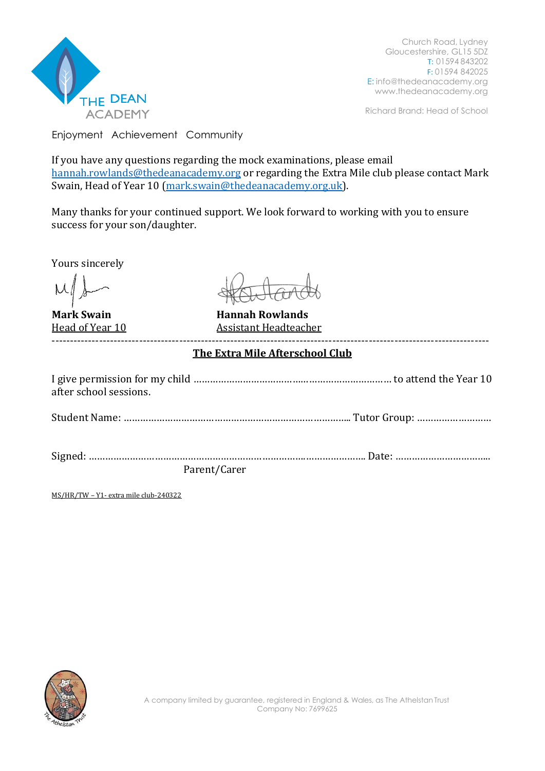Church Road, Lydney
Gloucestershire, GL15 5DZ
T: 01594 843202
F: 01594 842025
E: info@thedeanacademy.org
www.thedeanacademy.org

Richard Brand: Head of School

Enjoyment Achievement Community

If you have any questions regarding the mock examinations, please email hannah.rowlands@thedeanacademy.org or regarding the Extra Mile club please contact Mark Swain, Head of Year 10 (mark.swain@thedeanacademy.org.uk).

Many thanks for your continued support. We look forward to working with you to ensure success for your son/daughter.

Yours sincerely

**Mark Swain**
Head of Year 10

**Hannah Rowlands**
Assistant Headteacher

---

## The Extra Mile Afterschool Club

I give permission for my child …………………………………………………………… to attend the Year 10 after school sessions.

Student Name: ……………………………………………………………………. Tutor Group: ………………………

Signed: ………………………………………………………………………………………. Date: ……………………………..
Parent/Carer

MS/HR/TW – Y1- extra mile club-240322

A company limited by guarantee, registered in England & Wales, as The Athelstan Trust
Company No: 7699625